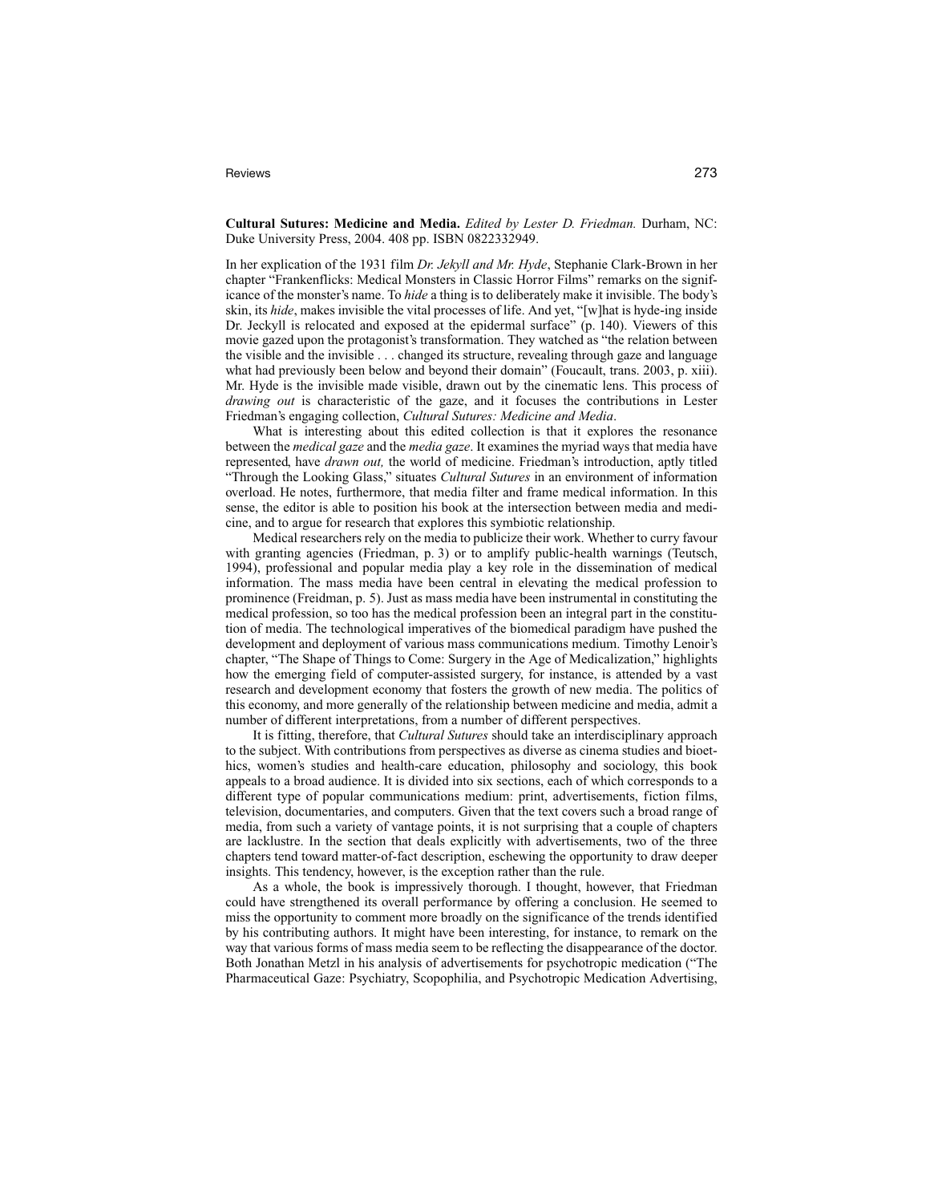**Cultural Sutures: Medicine and Media.** *Edited by Lester D. Friedman.* Durham, NC: Duke University Press, 2004. 408 pp. ISBN 0822332949.

In her explication of the 1931 film *Dr. Jekyll and Mr. Hyde*, Stephanie Clark-Brown in her chapter "Frankenflicks: Medical Monsters in Classic Horror Films" remarks on the significance of the monster's name. To *hide* a thing is to deliberately make it invisible. The body's skin, its *hide*, makes invisible the vital processes of life. And yet, "[w]hat is hyde-ing inside Dr. Jeckyll is relocated and exposed at the epidermal surface" (p. 140). Viewers of this movie gazed upon the protagonist's transformation. They watched as "the relation between the visible and the invisible . . . changed its structure, revealing through gaze and language what had previously been below and beyond their domain" (Foucault, trans. 2003, p. xiii). Mr. Hyde is the invisible made visible, drawn out by the cinematic lens. This process of *drawing out* is characteristic of the gaze, and it focuses the contributions in Lester Friedman's engaging collection, *Cultural Sutures: Medicine and Media*.

What is interesting about this edited collection is that it explores the resonance between the *medical gaze* and the *media gaze*. It examines the myriad ways that media have represented, have *drawn out,* the world of medicine. Friedman's introduction, aptly titled "Through the Looking Glass," situates *Cultural Sutures* in an environment of information overload. He notes, furthermore, that media filter and frame medical information. In this sense, the editor is able to position his book at the intersection between media and medicine, and to argue for research that explores this symbiotic relationship.

Medical researchers rely on the media to publicize their work. Whether to curry favour with granting agencies (Friedman, p. 3) or to amplify public-health warnings (Teutsch, 1994), professional and popular media play a key role in the dissemination of medical information. The mass media have been central in elevating the medical profession to prominence (Freidman, p. 5). Just as mass media have been instrumental in constituting the medical profession, so too has the medical profession been an integral part in the constitution of media. The technological imperatives of the biomedical paradigm have pushed the development and deployment of various mass communications medium. Timothy Lenoir's chapter, "The Shape of Things to Come: Surgery in the Age of Medicalization," highlights how the emerging field of computer-assisted surgery, for instance, is attended by a vast research and development economy that fosters the growth of new media. The politics of this economy, and more generally of the relationship between medicine and media, admit a number of different interpretations, from a number of different perspectives.

It is fitting, therefore, that *Cultural Sutures* should take an interdisciplinary approach to the subject. With contributions from perspectives as diverse as cinema studies and bioethics, women's studies and health-care education, philosophy and sociology, this book appeals to a broad audience. It is divided into six sections, each of which corresponds to a different type of popular communications medium: print, advertisements, fiction films, television, documentaries, and computers. Given that the text covers such a broad range of media, from such a variety of vantage points, it is not surprising that a couple of chapters are lacklustre. In the section that deals explicitly with advertisements, two of the three chapters tend toward matter-of-fact description, eschewing the opportunity to draw deeper insights. This tendency, however, is the exception rather than the rule.

As a whole, the book is impressively thorough. I thought, however, that Friedman could have strengthened its overall performance by offering a conclusion. He seemed to miss the opportunity to comment more broadly on the significance of the trends identified by his contributing authors. It might have been interesting, for instance, to remark on the way that various forms of mass media seem to be reflecting the disappearance of the doctor. Both Jonathan Metzl in his analysis of advertisements for psychotropic medication ("The Pharmaceutical Gaze: Psychiatry, Scopophilia, and Psychotropic Medication Advertising,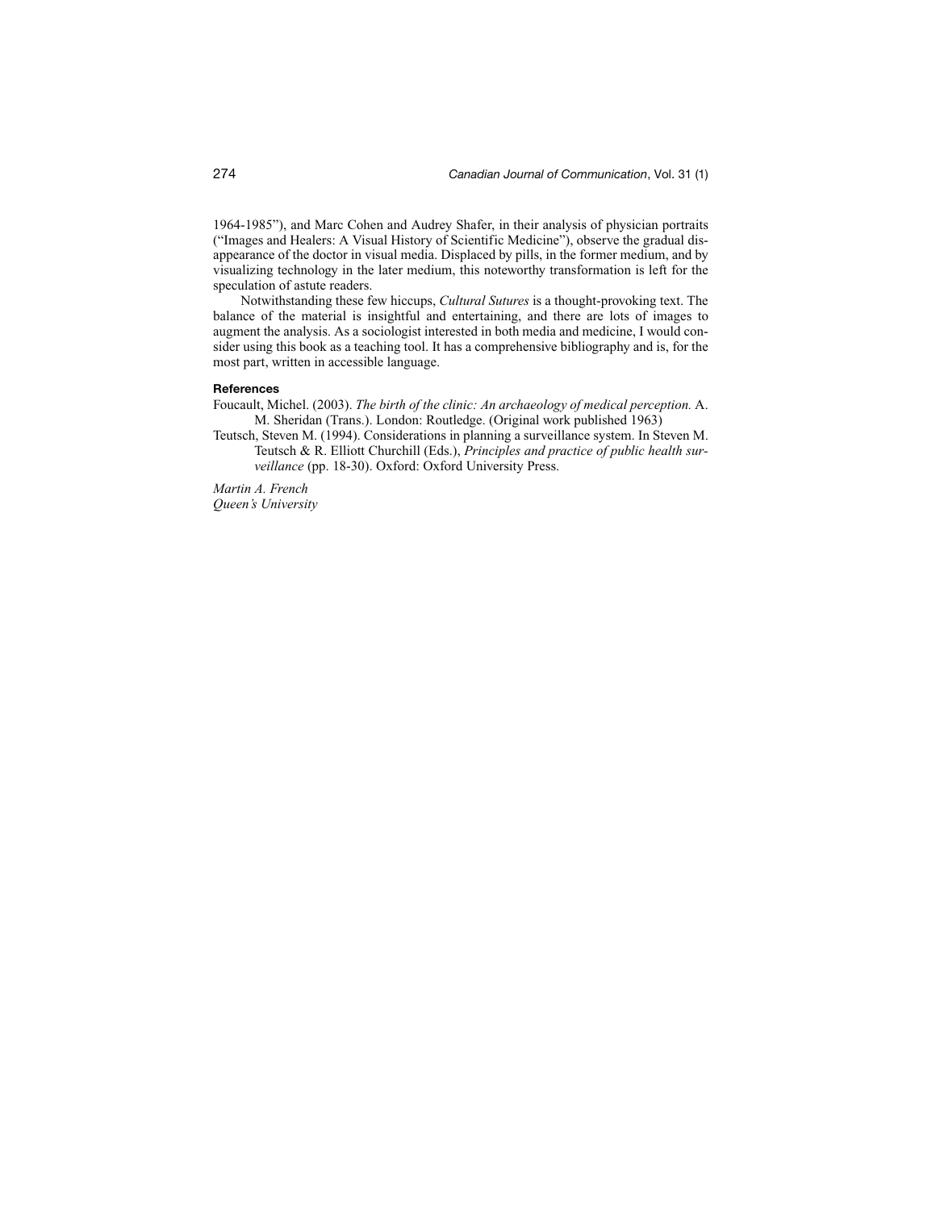1964-1985"), and Marc Cohen and Audrey Shafer, in their analysis of physician portraits ("Images and Healers: A Visual History of Scientific Medicine"), observe the gradual disappearance of the doctor in visual media. Displaced by pills, in the former medium, and by visualizing technology in the later medium, this noteworthy transformation is left for the speculation of astute readers.

Notwithstanding these few hiccups, *Cultural Sutures* is a thought-provoking text. The balance of the material is insightful and entertaining, and there are lots of images to augment the analysis. As a sociologist interested in both media and medicine, I would consider using this book as a teaching tool. It has a comprehensive bibliography and is, for the most part, written in accessible language.

**References**

Foucault, Michel. (2003). *The birth of the clinic: An archaeology of medical perception.* A. M. Sheridan (Trans.). London: Routlegde. (Original work published 1963)

Teutsch, Steven M. (1994). Considerations in planning a surveillance system. In Steven M. Teutsch & R. Elliott Churchill (Eds.), *Principles and practice of public health surveillance* (pp. 18-30). Oxford: Oxford University Press.

*Martin A. French*
*Queen's University*